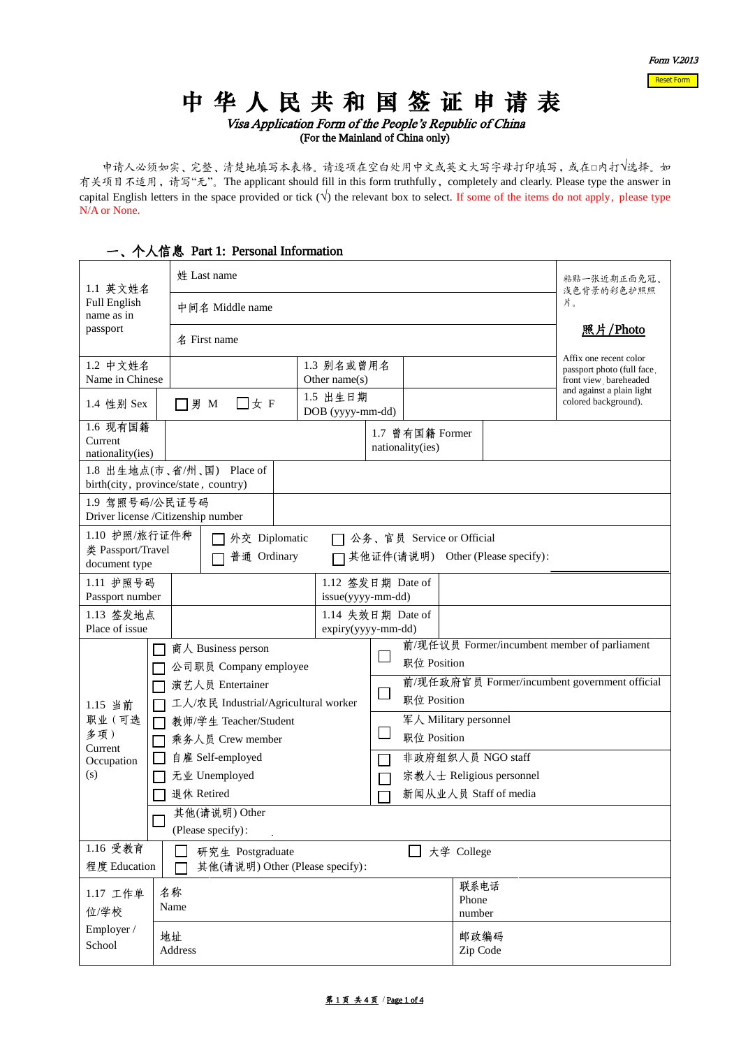Form V.2013

Reset Form

# 中华人民共和国签证申请表

*Visa Application Form of the People's Republic of China*

(For the Mainland of China only)

申请人必须如实、完整、清楚地填写本表格。请逐项在空白处用中文或英文大写字母打印填写，或在□内打√选择。如有关项目不适用，请写"无"。The applicant should fill in this form truthfully，completely and clearly. Please type the answer in capital English letters in the space provided or tick (√) the relevant box to select. If some of the items do not apply，please type N/A or None.

## 一、个人信息 Part 1: Personal Information

| | | | | |
|---|---|---|---|---|
| 1.1 英文姓名 Full English name as in passport | 姓 Last name | | | 粘贴一张近期正面免冠、浅色背景的彩色护照照片。 照片/Photo Affix one recent color passport photo (full face, front view, bareheaded and against a plain light colored background). |
| | 中间名 Middle name | | | |
| | 名 First name | | | |
| 1.2 中文姓名 Name in Chinese | | 1.3 别名或曾用名 Other name(s) | | |
| 1.4 性别 Sex | □男 M　□女 F | 1.5 出生日期 DOB (yyyy-mm-dd) | | |
| 1.6 现有国籍 Current nationality(ies) | | 1.7 曾有国籍 Former nationality(ies) | | |
| 1.8 出生地点(市、省/州、国) Place of birth(city, province/state，country) | | | | |
| 1.9 驾照号码/公民证号码 Driver license /Citizenship number | | | | |
| 1.10 护照/旅行证件种类 Passport/Travel document type | □ 外交 Diplomatic □ 普通 Ordinary | □ 公务、官员 Service or Official □ 其他证件(请说明) Other (Please specify): | | |
| 1.11 护照号码 Passport number | | 1.12 签发日期 Date of issue(yyyy-mm-dd) | | |
| 1.13 签发地点 Place of issue | | 1.14 失效日期 Date of expiry(yyyy-mm-dd) | | |

| | | |
|---|---|---|
| 1.15 当前职业（可选多项）Current Occupation (s) | □ 商人 Business person | □ 前/现任议员 Former/incumbent member of parliament 职位 Position |
| | □ 公司职员 Company employee | |
| | □ 演艺人员 Entertainer | □ 前/现任政府官员 Former/incumbent government official 职位 Position |
| | □ 工人/农民 Industrial/Agricultural worker | |
| | □ 教师/学生 Teacher/Student | □ 军人 Military personnel 职位 Position |
| | □ 乘务人员 Crew member | |
| | □ 自雇 Self-employed | □ 非政府组织人员 NGO staff |
| | □ 无业 Unemployed | □ 宗教人士 Religious personnel |
| | □ 退休 Retired | □ 新闻从业人员 Staff of media |
| | □ 其他(请说明) Other (Please specify): | |
| 1.16 受教育程度 Education | □ 研究生 Postgraduate □ 其他(请说明) Other (Please specify): | □ 大学 College |

| | | | | |
|---|---|---|---|---|
| 1.17 工作单位/学校 Employer / School | 名称 Name | | 联系电话 Phone number | |
| | 地址 Address | | 邮政编码 Zip Code | |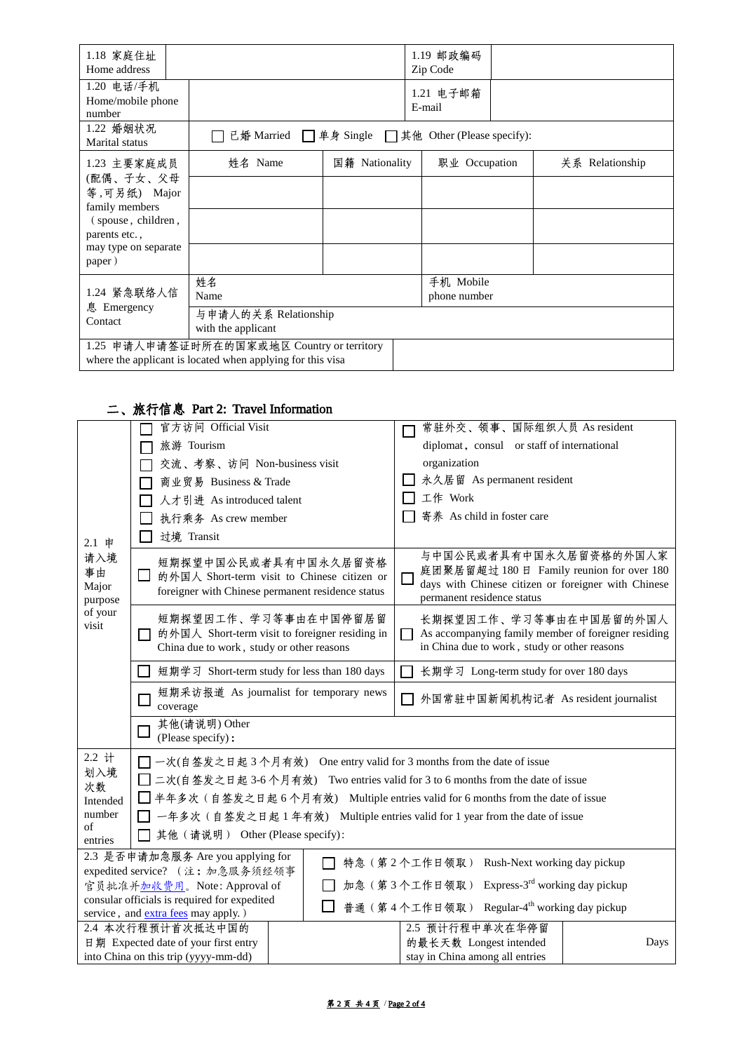| 1.18 家庭住址 Home address | | 1.19 邮政编码 Zip Code | |
|---|---|---|---|
| 1.20 电话/手机 Home/mobile phone number | | 1.21 电子邮箱 E-mail | |
| 1.22 婚姻状况 Marital status | ☐ 已婚 Married ☐ 单身 Single ☐ 其他 Other (Please specify): | | |

| 1.23 主要家庭成员 (配偶、子女、父母等，可另纸) Major family members (spouse, children, parents etc., may type on separate paper) | 姓名 Name | 国籍 Nationality | 职业 Occupation | 关系 Relationship |
|---|---|---|---|---|
| | | | | |
| | | | | |
| | | | | |

| 1.24 紧急联络人信息 Emergency Contact | 姓名 Name | 手机 Mobile phone number |
|---|---|---|
| | 与申请人的关系 Relationship with the applicant | |
| 1.25 申请人申请签证时所在的国家或地区 Country or territory where the applicant is located when applying for this visa | | |

## 二、旅行信息 Part 2: Travel Information

| 2.1 申请入境事由 Major purpose of your visit | | |
|---|---|---|
| | ☐ 官方访问 Official Visit<br>☐ 旅游 Tourism<br>☐ 交流、考察、访问 Non-business visit<br>☐ 商业贸易 Business & Trade<br>☐ 人才引进 As introduced talent<br>☐ 执行乘务 As crew member<br>☐ 过境 Transit | ☐ 常驻外交、领事、国际组织人员 As resident diplomat, consul or staff of international organization<br>☐ 永久居留 As permanent resident<br>☐ 工作 Work<br>☐ 寄养 As child in foster care |
| | ☐ 短期探望中国公民或者具有中国永久居留资格的外国人 Short-term visit to Chinese citizen or foreigner with Chinese permanent residence status | ☐ 与中国公民或者具有中国永久居留资格的外国人家庭团聚居留超过 180 日 Family reunion for over 180 days with Chinese citizen or foreigner with Chinese permanent residence status |
| | ☐ 短期探望因工作、学习等事由在中国停留居留的外国人 Short-term visit to foreigner residing in China due to work, study or other reasons | ☐ 长期探望因工作、学习等事由在中国居留的外国人 As accompanying family member of foreigner residing in China due to work, study or other reasons |
| | ☐ 短期学习 Short-term study for less than 180 days | ☐ 长期学习 Long-term study for over 180 days |
| | ☐ 短期采访报道 As journalist for temporary news coverage | ☐ 外国常驻中国新闻机构记者 As resident journalist |
| | ☐ 其他(请说明) Other (Please specify)： | |

| 2.2 计划入境次数 Intended number of entries | ☐ 一次(自签发之日起 3 个月有效) One entry valid for 3 months from the date of issue<br>☐ 二次(自签发之日起 3-6 个月有效) Two entries valid for 3 to 6 months from the date of issue<br>☐ 半年多次（自签发之日起 6 个月有效) Multiple entries valid for 6 months from the date of issue<br>☐ 一年多次（自签发之日起 1 年有效) Multiple entries valid for 1 year from the date of issue<br>☐ 其他（请说明） Other (Please specify): |
|---|---|

| 2.3 是否申请加急服务 Are you applying for expedited service? （注：加急服务须经领事官员批准并加收费用。Note: Approval of consular officials is required for expedited service, and extra fees may apply.） | ☐ 特急（第 2 个工作日领取） Rush-Next working day pickup<br>☐ 加急（第 3 个工作日领取） Express-3rd working day pickup<br>☐ 普通（第 4 个工作日领取） Regular-4th working day pickup | | |
|---|---|---|---|
| 2.4 本次行程预计首次抵达中国的日期 Expected date of your first entry into China on this trip (yyyy-mm-dd) | | 2.5 预计行程中单次在华停留的最长天数 Longest intended stay in China among all entries | Days |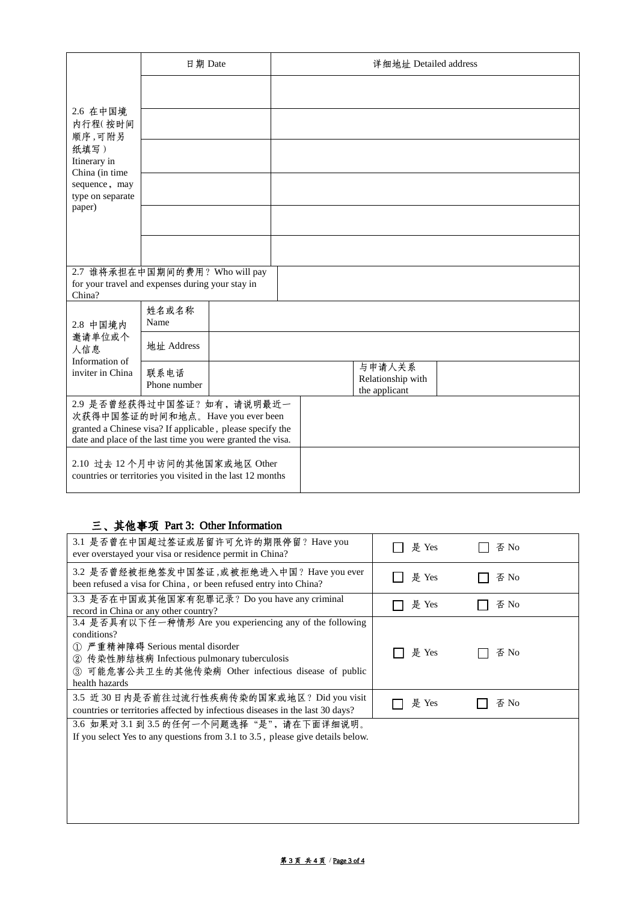| 2.6 在中国境内行程(按时间顺序,可附另纸填写）Itinerary in China (in time sequence，may type on separate paper) | 日期 Date | 详细地址 Detailed address |
|---|---|---|
| | | |
| | | |
| | | |
| | | |
| | | |
| | | |

| 2.7 谁将承担在中国期间的费用？Who will pay for your travel and expenses during your stay in China? | |
|---|---|

| 2.8 中国境内邀请单位或个人信息 Information of inviter in China | 姓名或名称 Name | | | |
|---|---|---|---|---|
| | 地址 Address | | | |
| | 联系电话 Phone number | | 与申请人关系 Relationship with the applicant | |

| 2.9 是否曾经获得过中国签证？如有，请说明最近一次获得中国签证的时间和地点。Have you ever been granted a Chinese visa? If applicable，please specify the date and place of the last time you were granted the visa. | |
|---|---|
| 2.10 过去 12 个月中访问的其他国家或地区 Other countries or territories you visited in the last 12 months | |

## 三、其他事项 Part 3: Other Information

| 3.1 是否曾在中国超过签证或居留许可允许的期限停留？Have you ever overstayed your visa or residence permit in China? | ☐ 是 Yes | ☐ 否 No |
|---|---|---|
| 3.2 是否曾经被拒绝签发中国签证,或被拒绝进入中国？Have you ever been refused a visa for China，or been refused entry into China? | ☐ 是 Yes | ☐ 否 No |
| 3.3 是否在中国或其他国家有犯罪记录？Do you have any criminal record in China or any other country? | ☐ 是 Yes | ☐ 否 No |
| 3.4 是否具有以下任一种情形 Are you experiencing any of the following conditions?<br>① 严重精神障碍 Serious mental disorder<br>② 传染性肺结核病 Infectious pulmonary tuberculosis<br>③ 可能危害公共卫生的其他传染病 Other infectious disease of public health hazards | ☐ 是 Yes | ☐ 否 No |
| 3.5 近 30 日内是否前往过流行性疾病传染的国家或地区？Did you visit countries or territories affected by infectious diseases in the last 30 days? | ☐ 是 Yes | ☐ 否 No |
| 3.6 如果对 3.1 到 3.5 的任何一个问题选择"是"，请在下面详细说明。<br>If you select Yes to any questions from 3.1 to 3.5，please give details below. | | |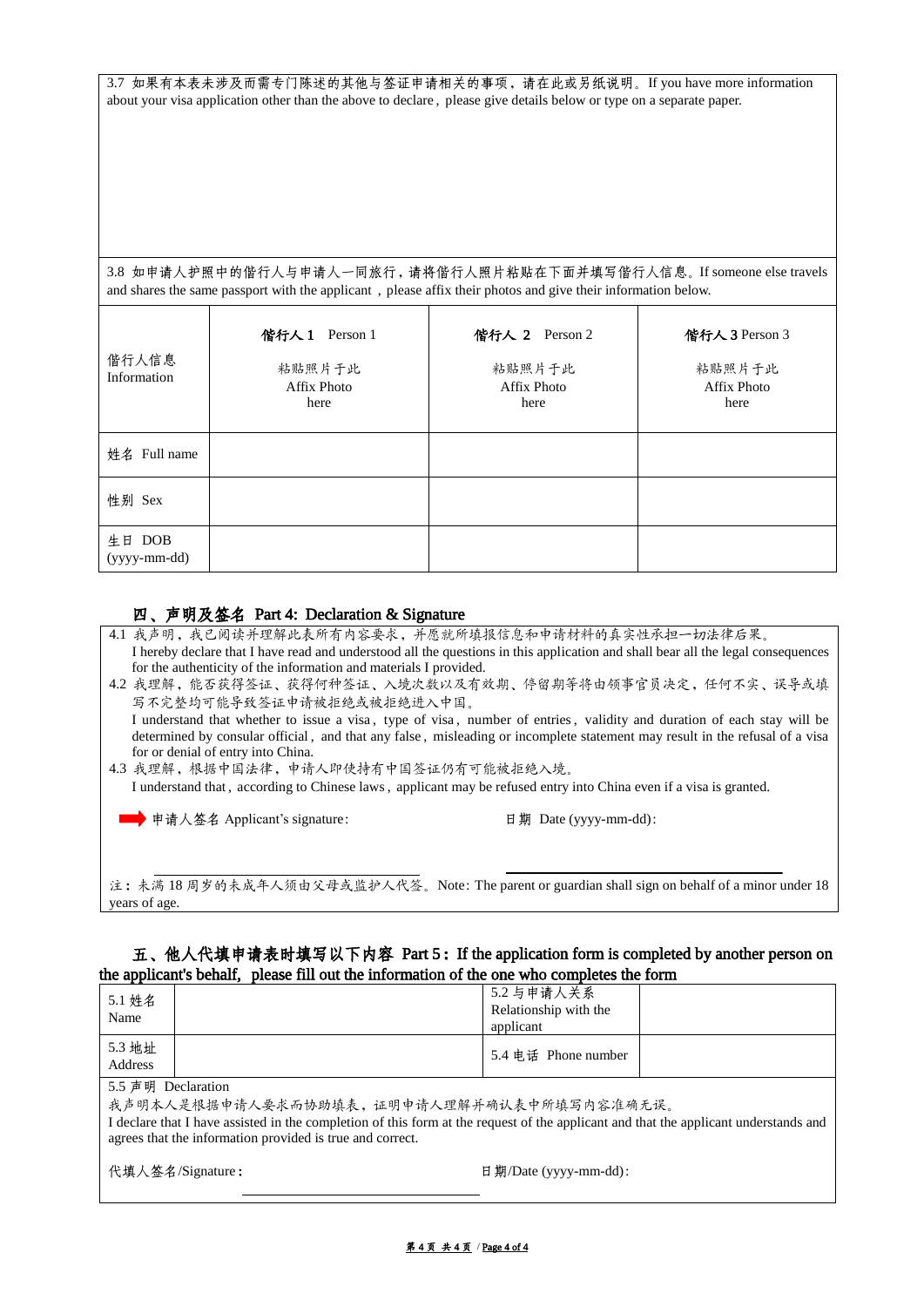3.7 如果有本表未涉及而需专门陈述的其他与签证申请相关的事项，请在此或另纸说明。If you have more information about your visa application other than the above to declare，please give details below or type on a separate paper.

3.8 如申请人护照中的偕行人与申请人一同旅行，请将偕行人照片粘贴在下面并填写偕行人信息。If someone else travels and shares the same passport with the applicant，please affix their photos and give their information below.

| 偕行人信息 Information | **偕行人 1** Person 1<br>粘贴照片于此<br>Affix Photo<br>here | **偕行人 2** Person 2<br>粘贴照片于此<br>Affix Photo<br>here | **偕行人 3** Person 3<br>粘贴照片于此<br>Affix Photo<br>here |
|---|---|---|---|
| 姓名 Full name | | | |
| 性别 Sex | | | |
| 生日 DOB (yyyy-mm-dd) | | | |

## 四、声明及签名 Part 4: Declaration & Signature

4.1 我声明，我已阅读并理解此表所有内容要求，并愿就所填报信息和申请材料的真实性承担一切法律后果。
I hereby declare that I have read and understood all the questions in this application and shall bear all the legal consequences for the authenticity of the information and materials I provided.

4.2 我理解，能否获得签证、获得何种签证、入境次数以及有效期、停留期等将由领事官员决定，任何不实、误导或填写不完整均可能导致签证申请被拒绝或被拒绝进入中国。
I understand that whether to issue a visa，type of visa，number of entries，validity and duration of each stay will be determined by consular official，and that any false，misleading or incomplete statement may result in the refusal of a visa for or denial of entry into China.

4.3 我理解，根据中国法律，申请人即使持有中国签证仍有可能被拒绝入境。
I understand that，according to Chinese laws，applicant may be refused entry into China even if a visa is granted.

申请人签名 Applicant's signature: ____________________ 日期 Date (yyyy-mm-dd): ____________________

注：未满 18 周岁的未成年人须由父母或监护人代签。Note: The parent or guardian shall sign on behalf of a minor under 18 years of age.

## 五、他人代填申请表时填写以下内容 Part 5：If the application form is completed by another person on the applicant's behalf, please fill out the information of the one who completes the form

| 5.1 姓名 Name | | 5.2 与申请人关系 Relationship with the applicant | |
|---|---|---|---|
| 5.3 地址 Address | | 5.4 电话 Phone number | |

5.5 声明 Declaration

我声明本人是根据申请人要求而协助填表，证明申请人理解并确认表中所填写内容准确无误。

I declare that I have assisted in the completion of this form at the request of the applicant and that the applicant understands and agrees that the information provided is true and correct.

代填人签名/Signature: ____________________ 日期/Date (yyyy-mm-dd):